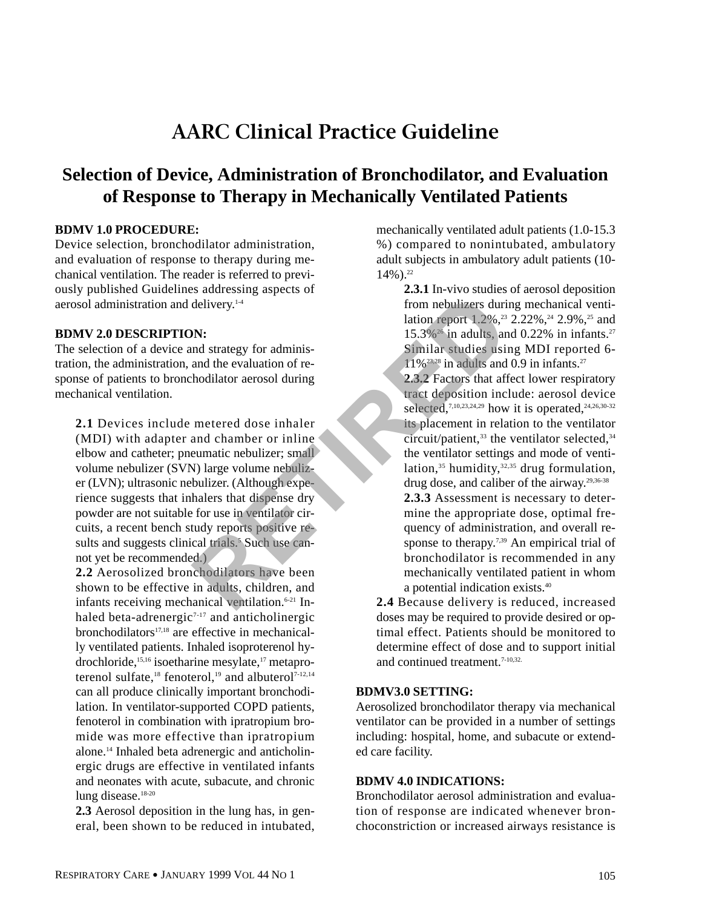# AARC Clinical Practice Guideline

## Selection of Device, Administration of Bronchodilator, and Evaluation of Response to Therapy in Mechanically Ventilated Patients

**BDMV 1.0 PROCEDURE:**

Device selection, bronchodilator administration, and evaluation of response to therapy during mechanical ventilation. The reader is referred to previously published Guidelines addressing aspects of aerosol administration and delivery.[1-4]

**BDMV 2.0 DESCRIPTION:**

The selection of a device and strategy for administration, the administration, and the evaluation of response of patients to bronchodilator aerosol during mechanical ventilation.

**2.1** Devices include metered dose inhaler (MDI) with adapter and chamber or inline elbow and catheter; pneumatic nebulizer; small volume nebulizer (SVN) large volume nebulizer (LVN); ultrasonic nebulizer. (Although experience suggests that inhalers that dispense dry powder are not suitable for use in ventilator circuits, a recent bench study reports positive results and suggests clinical trials.[5] Such use cannot yet be recommended.)

**2.2** Aerosolized bronchodilators have been shown to be effective in adults, children, and infants receiving mechanical ventilation.[6-21] Inhaled beta-adrenergic[7-17] and anticholinergic bronchodilators[17,18] are effective in mechanically ventilated patients. Inhaled isoproterenol hydrochloride,[15,16] isoetharine mesylate,[17] metaproterenol sulfate,[18] fenoterol,[19] and albuterol[7-12,14] can all produce clinically important bronchodilation. In ventilator-supported COPD patients, fenoterol in combination with ipratropium bromide was more effective than ipratropium alone.[14] Inhaled beta adrenergic and anticholinergic drugs are effective in ventilated infants and neonates with acute, subacute, and chronic lung disease.[18-20]

**2.3** Aerosol deposition in the lung has, in general, been shown to be reduced in intubated, mechanically ventilated adult patients (1.0-15.3 %) compared to nonintubated, ambulatory adult subjects in ambulatory adult patients (10-14%).[22]

**2.3.1** In-vivo studies of aerosol deposition from nebulizers during mechanical ventilation report 1.2%,[23] 2.22%,[24] 2.9%,[25] and 15.3%[26] in adults, and 0.22% in infants.[27] Similar studies using MDI reported 6-11%[23,28] in adults and 0.9 in infants.[27]

**2.3.2** Factors that affect lower respiratory tract deposition include: aerosol device selected,[7,10,23,24,29] how it is operated,[24,26,30-32] its placement in relation to the ventilator circuit/patient,[33] the ventilator selected,[34] the ventilator settings and mode of ventilation,[35] humidity,[32,35] drug formulation, drug dose, and caliber of the airway.[29,36-38]

**2.3.3** Assessment is necessary to determine the appropriate dose, optimal frequency of administration, and overall response to therapy.[7,39] An empirical trial of bronchodilator is recommended in any mechanically ventilated patient in whom a potential indication exists.[40]

**2.4** Because delivery is reduced, increased doses may be required to provide desired or optimal effect. Patients should be monitored to determine effect of dose and to support initial and continued treatment.[7-10,32]

**BDMV3.0 SETTING:**

Aerosolized bronchodilator therapy via mechanical ventilator can be provided in a number of settings including: hospital, home, and subacute or extended care facility.

**BDMV 4.0 INDICATIONS:**

Bronchodilator aerosol administration and evaluation of response are indicated whenever bronchoconstriction or increased airways resistance is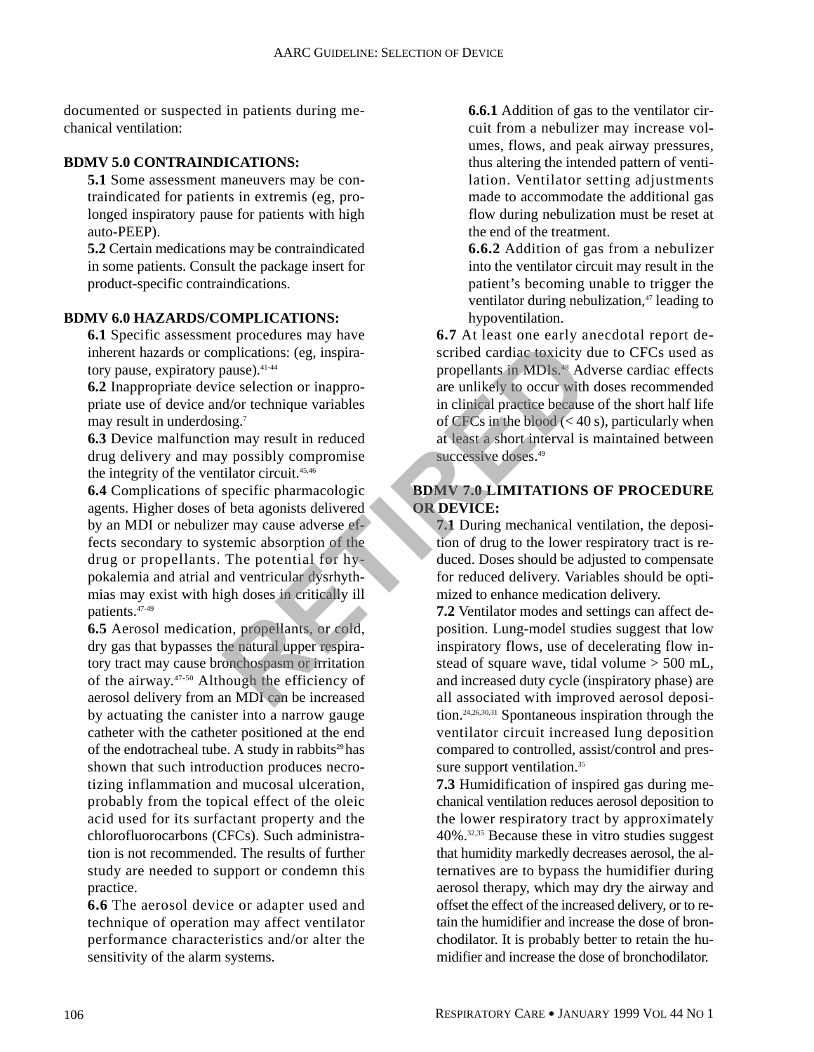documented or suspected in patients during mechanical ventilation:

### BDMV 5.0 CONTRAINDICATIONS:

**5.1** Some assessment maneuvers may be contraindicated for patients in extremis (eg, prolonged inspiratory pause for patients with high auto-PEEP).

**5.2** Certain medications may be contraindicated in some patients. Consult the package insert for product-specific contraindications.

### BDMV 6.0 HAZARDS/COMPLICATIONS:

**6.1** Specific assessment procedures may have inherent hazards or complications: (eg, inspiratory pause, expiratory pause).[41-44]

**6.2** Inappropriate device selection or inappropriate use of device and/or technique variables may result in underdosing.[7]

**6.3** Device malfunction may result in reduced drug delivery and may possibly compromise the integrity of the ventilator circuit.[45,46]

**6.4** Complications of specific pharmacologic agents. Higher doses of beta agonists delivered by an MDI or nebulizer may cause adverse effects secondary to systemic absorption of the drug or propellants. The potential for hypokalemia and atrial and ventricular dysrhythmias may exist with high doses in critically ill patients.[47-49]

**6.5** Aerosol medication, propellants, or cold, dry gas that bypasses the natural upper respiratory tract may cause bronchospasm or irritation of the airway.[47-50] Although the efficiency of aerosol delivery from an MDI can be increased by actuating the canister into a narrow gauge catheter with the catheter positioned at the end of the endotracheal tube. A study in rabbits[29] has shown that such introduction produces necrotizing inflammation and mucosal ulceration, probably from the topical effect of the oleic acid used for its surfactant property and the chlorofluorocarbons (CFCs). Such administration is not recommended. The results of further study are needed to support or condemn this practice.

**6.6** The aerosol device or adapter used and technique of operation may affect ventilator performance characteristics and/or alter the sensitivity of the alarm systems.

**6.6.1** Addition of gas to the ventilator circuit from a nebulizer may increase volumes, flows, and peak airway pressures, thus altering the intended pattern of ventilation. Ventilator setting adjustments made to accommodate the additional gas flow during nebulization must be reset at the end of the treatment.

**6.6.2** Addition of gas from a nebulizer into the ventilator circuit may result in the patient's becoming unable to trigger the ventilator during nebulization,[47] leading to hypoventilation.

**6.7** At least one early anecdotal report described cardiac toxicity due to CFCs used as propellants in MDIs.[48] Adverse cardiac effects are unlikely to occur with doses recommended in clinical practice because of the short half life of CFCs in the blood (< 40 s), particularly when at least a short interval is maintained between successive doses.[49]

### BDMV 7.0 LIMITATIONS OF PROCEDURE OR DEVICE:

**7.1** During mechanical ventilation, the deposition of drug to the lower respiratory tract is reduced. Doses should be adjusted to compensate for reduced delivery. Variables should be optimized to enhance medication delivery.

**7.2** Ventilator modes and settings can affect deposition. Lung-model studies suggest that low inspiratory flows, use of decelerating flow instead of square wave, tidal volume > 500 mL, and increased duty cycle (inspiratory phase) are all associated with improved aerosol deposition.[24,26,30,31] Spontaneous inspiration through the ventilator circuit increased lung deposition compared to controlled, assist/control and pressure support ventilation.[35]

**7.3** Humidification of inspired gas during mechanical ventilation reduces aerosol deposition to the lower respiratory tract by approximately 40%.[32,35] Because these in vitro studies suggest that humidity markedly decreases aerosol, the alternatives are to bypass the humidifier during aerosol therapy, which may dry the airway and offset the effect of the increased delivery, or to retain the humidifier and increase the dose of bronchodilator. It is probably better to retain the humidifier and increase the dose of bronchodilator.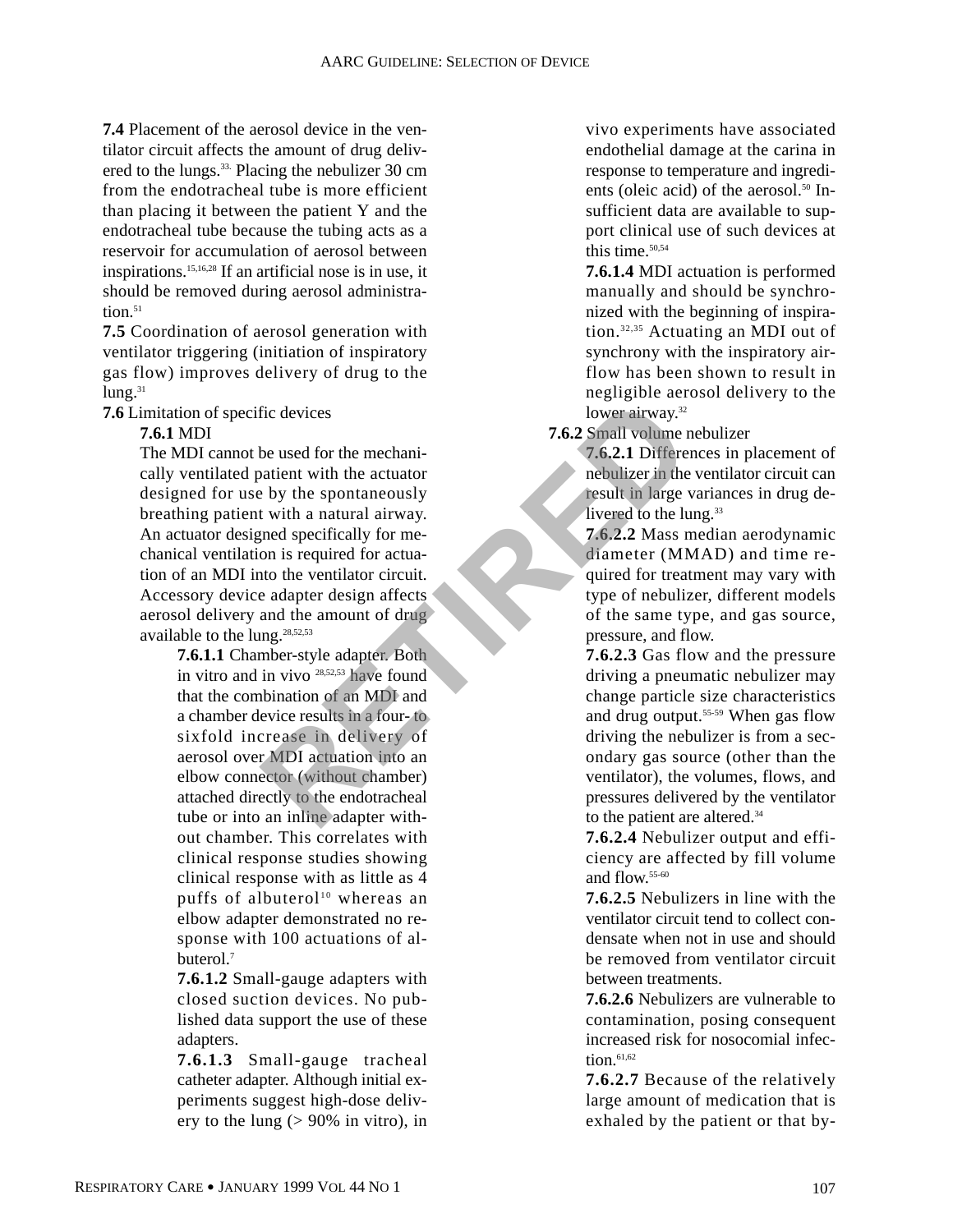**7.4** Placement of the aerosol device in the ventilator circuit affects the amount of drug delivered to the lungs.[33] Placing the nebulizer 30 cm from the endotracheal tube is more efficient than placing it between the patient Y and the endotracheal tube because the tubing acts as a reservoir for accumulation of aerosol between inspirations.[15,16,28] If an artificial nose is in use, it should be removed during aerosol administration.[51]

**7.5** Coordination of aerosol generation with ventilator triggering (initiation of inspiratory gas flow) improves delivery of drug to the lung.[31]

**7.6** Limitation of specific devices

**7.6.1** MDI

The MDI cannot be used for the mechanically ventilated patient with the actuator designed for use by the spontaneously breathing patient with a natural airway. An actuator designed specifically for mechanical ventilation is required for actuation of an MDI into the ventilator circuit. Accessory device adapter design affects aerosol delivery and the amount of drug available to the lung.[28,52,53]

**7.6.1.1** Chamber-style adapter. Both in vitro and in vivo [28,52,53] have found that the combination of an MDI and a chamber device results in a four- to sixfold increase in delivery of aerosol over MDI actuation into an elbow connector (without chamber) attached directly to the endotracheal tube or into an inline adapter without chamber. This correlates with clinical response studies showing clinical response with as little as 4 puffs of albuterol[10] whereas an elbow adapter demonstrated no response with 100 actuations of albuterol.[7]

**7.6.1.2** Small-gauge adapters with closed suction devices. No published data support the use of these adapters.

**7.6.1.3** Small-gauge tracheal catheter adapter. Although initial experiments suggest high-dose delivery to the lung (> 90% in vitro), in vivo experiments have associated endothelial damage at the carina in response to temperature and ingredients (oleic acid) of the aerosol.[50] Insufficient data are available to support clinical use of such devices at this time.[50,54]

**7.6.1.4** MDI actuation is performed manually and should be synchronized with the beginning of inspiration.[32,35] Actuating an MDI out of synchrony with the inspiratory airflow has been shown to result in negligible aerosol delivery to the lower airway.[32]

**7.6.2** Small volume nebulizer

**7.6.2.1** Differences in placement of nebulizer in the ventilator circuit can result in large variances in drug delivered to the lung.[33]

**7.6.2.2** Mass median aerodynamic diameter (MMAD) and time required for treatment may vary with type of nebulizer, different models of the same type, and gas source, pressure, and flow.

**7.6.2.3** Gas flow and the pressure driving a pneumatic nebulizer may change particle size characteristics and drug output.[55-59] When gas flow driving the nebulizer is from a secondary gas source (other than the ventilator), the volumes, flows, and pressures delivered by the ventilator to the patient are altered.[34]

**7.6.2.4** Nebulizer output and efficiency are affected by fill volume and flow.[55-60]

**7.6.2.5** Nebulizers in line with the ventilator circuit tend to collect condensate when not in use and should be removed from ventilator circuit between treatments.

**7.6.2.6** Nebulizers are vulnerable to contamination, posing consequent increased risk for nosocomial infection.[61,62]

**7.6.2.7** Because of the relatively large amount of medication that is exhaled by the patient or that by-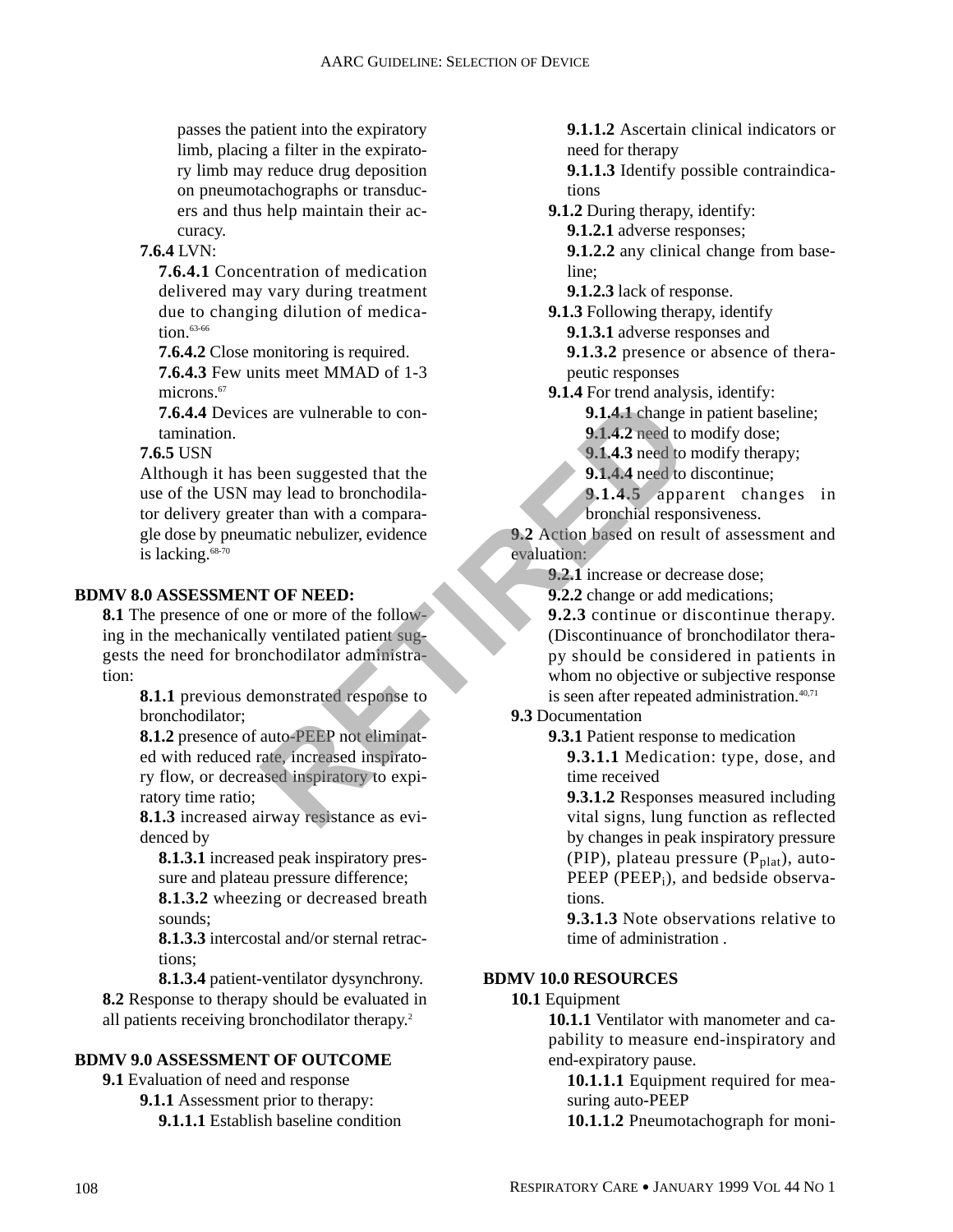passes the patient into the expiratory limb, placing a filter in the expiratory limb may reduce drug deposition on pneumotachographs or transducers and thus help maintain their accuracy.

**7.6.4** LVN:

**7.6.4.1** Concentration of medication delivered may vary during treatment due to changing dilution of medication.[63-66]

**7.6.4.2** Close monitoring is required.

**7.6.4.3** Few units meet MMAD of 1-3 microns.[67]

**7.6.4.4** Devices are vulnerable to contamination.

**7.6.5** USN

Although it has been suggested that the use of the USN may lead to bronchodilator delivery greater than with a comparable dose by pneumatic nebulizer, evidence is lacking.[68-70]

## BDMV 8.0 ASSESSMENT OF NEED:

**8.1** The presence of one or more of the following in the mechanically ventilated patient suggests the need for bronchodilator administration:

**8.1.1** previous demonstrated response to bronchodilator;

**8.1.2** presence of auto-PEEP not eliminated with reduced rate, increased inspiratory flow, or decreased inspiratory to expiratory time ratio;

**8.1.3** increased airway resistance as evidenced by

**8.1.3.1** increased peak inspiratory pressure and plateau pressure difference;

**8.1.3.2** wheezing or decreased breath sounds;

**8.1.3.3** intercostal and/or sternal retractions;

**8.1.3.4** patient-ventilator dysynchrony.

**8.2** Response to therapy should be evaluated in all patients receiving bronchodilator therapy.[2]

## BDMV 9.0 ASSESSMENT OF OUTCOME

**9.1** Evaluation of need and response

**9.1.1** Assessment prior to therapy:

**9.1.1.1** Establish baseline condition

**9.1.1.2** Ascertain clinical indicators or need for therapy

**9.1.1.3** Identify possible contraindications

**9.1.2** During therapy, identify:

**9.1.2.1** adverse responses;

**9.1.2.2** any clinical change from baseline;

**9.1.2.3** lack of response.

**9.1.3** Following therapy, identify

**9.1.3.1** adverse responses and

**9.1.3.2** presence or absence of therapeutic responses

**9.1.4** For trend analysis, identify:

**9.1.4.1** change in patient baseline;

**9.1.4.2** need to modify dose;

**9.1.4.3** need to modify therapy;

**9.1.4.4** need to discontinue;

**9.1.4.5** apparent changes in bronchial responsiveness.

**9.2** Action based on result of assessment and evaluation:

**9.2.1** increase or decrease dose;

**9.2.2** change or add medications;

**9.2.3** continue or discontinue therapy. (Discontinuance of bronchodilator therapy should be considered in patients in whom no objective or subjective response is seen after repeated administration.[40,71]

**9.3** Documentation

**9.3.1** Patient response to medication

**9.3.1.1** Medication: type, dose, and time received

**9.3.1.2** Responses measured including vital signs, lung function as reflected by changes in peak inspiratory pressure (PIP), plateau pressure ($P_{plat}$), auto-PEEP ($PEEP_i$), and bedside observations.

**9.3.1.3** Note observations relative to time of administration .

## BDMV 10.0 RESOURCES

**10.1** Equipment

**10.1.1** Ventilator with manometer and capability to measure end-inspiratory and end-expiratory pause.

**10.1.1.1** Equipment required for measuring auto-PEEP

**10.1.1.2** Pneumotachograph for moni-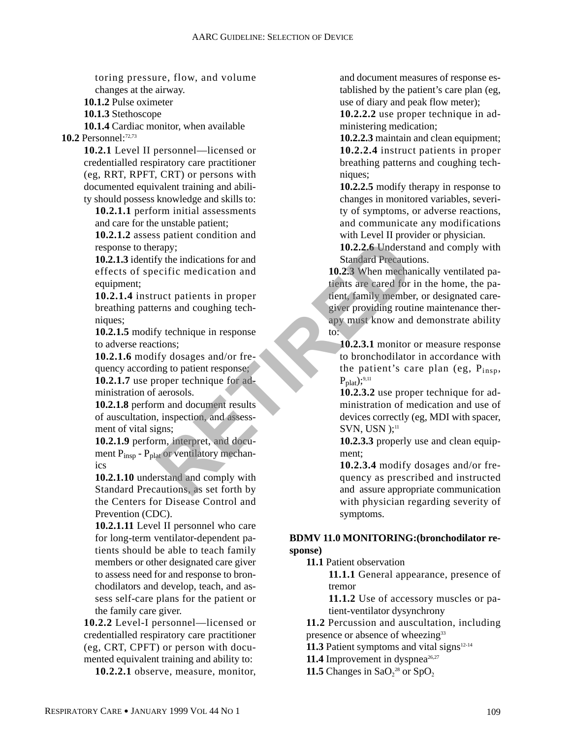toring pressure, flow, and volume changes at the airway.

**10.1.2** Pulse oximeter

**10.1.3** Stethoscope

**10.1.4** Cardiac monitor, when available

**10.2** Personnel:[72,73]

**10.2.1** Level II personnel—licensed or credentialled respiratory care practitioner (eg, RRT, RPFT, CRT) or persons with documented equivalent training and ability should possess knowledge and skills to:

**10.2.1.1** perform initial assessments and care for the unstable patient;

**10.2.1.2** assess patient condition and response to therapy;

**10.2.1.3** identify the indications for and effects of specific medication and equipment;

**10.2.1.4** instruct patients in proper breathing patterns and coughing techniques;

**10.2.1.5** modify technique in response to adverse reactions;

**10.2.1.6** modify dosages and/or frequency according to patient response;

**10.2.1.7** use proper technique for administration of aerosols.

**10.2.1.8** perform and document results of auscultation, inspection, and assessment of vital signs;

**10.2.1.9** perform, interpret, and document $P_{insp}$ - $P_{plat}$ or ventilatory mechanics

**10.2.1.10** understand and comply with Standard Precautions, as set forth by the Centers for Disease Control and Prevention (CDC).

**10.2.1.11** Level II personnel who care for long-term ventilator-dependent patients should be able to teach family members or other designated care giver to assess need for and response to bronchodilators and develop, teach, and assess self-care plans for the patient or the family care giver.

**10.2.2** Level-I personnel—licensed or credentialled respiratory care practitioner (eg, CRT, CPFT) or person with documented equivalent training and ability to:

**10.2.2.1** observe, measure, monitor, and document measures of response established by the patient's care plan (eg, use of diary and peak flow meter);

**10.2.2.2** use proper technique in administering medication;

**10.2.2.3** maintain and clean equipment;

**10.2.2.4** instruct patients in proper breathing patterns and coughing techniques;

**10.2.2.5** modify therapy in response to changes in monitored variables, severity of symptoms, or adverse reactions, and communicate any modifications with Level II provider or physician.

**10.2.2.6** Understand and comply with Standard Precautions.

**10.2.3** When mechanically ventilated patients are cared for in the home, the patient, family member, or designated caregiver providing routine maintenance therapy must know and demonstrate ability to:

**10.2.3.1** monitor or measure response to bronchodilator in accordance with the patient's care plan (eg, $P_{insp}$, $P_{plat}$);[9,11]

**10.2.3.2** use proper technique for administration of medication and use of devices correctly (eg, MDI with spacer, SVN, USN );[11]

**10.2.3.3** properly use and clean equipment;

**10.2.3.4** modify dosages and/or frequency as prescribed and instructed and assure appropriate communication with physician regarding severity of symptoms.

## BDMV 11.0 MONITORING:(bronchodilator response)

**11.1** Patient observation

**11.1.1** General appearance, presence of tremor

**11.1.2** Use of accessory muscles or patient-ventilator dysynchrony

**11.2** Percussion and auscultation, including presence or absence of wheezing[33]

**11.3** Patient symptoms and vital signs[12-14]

**11.4** Improvement in dyspnea[26,27]

**11.5** Changes in $SaO_2$[28] or $SpO_2$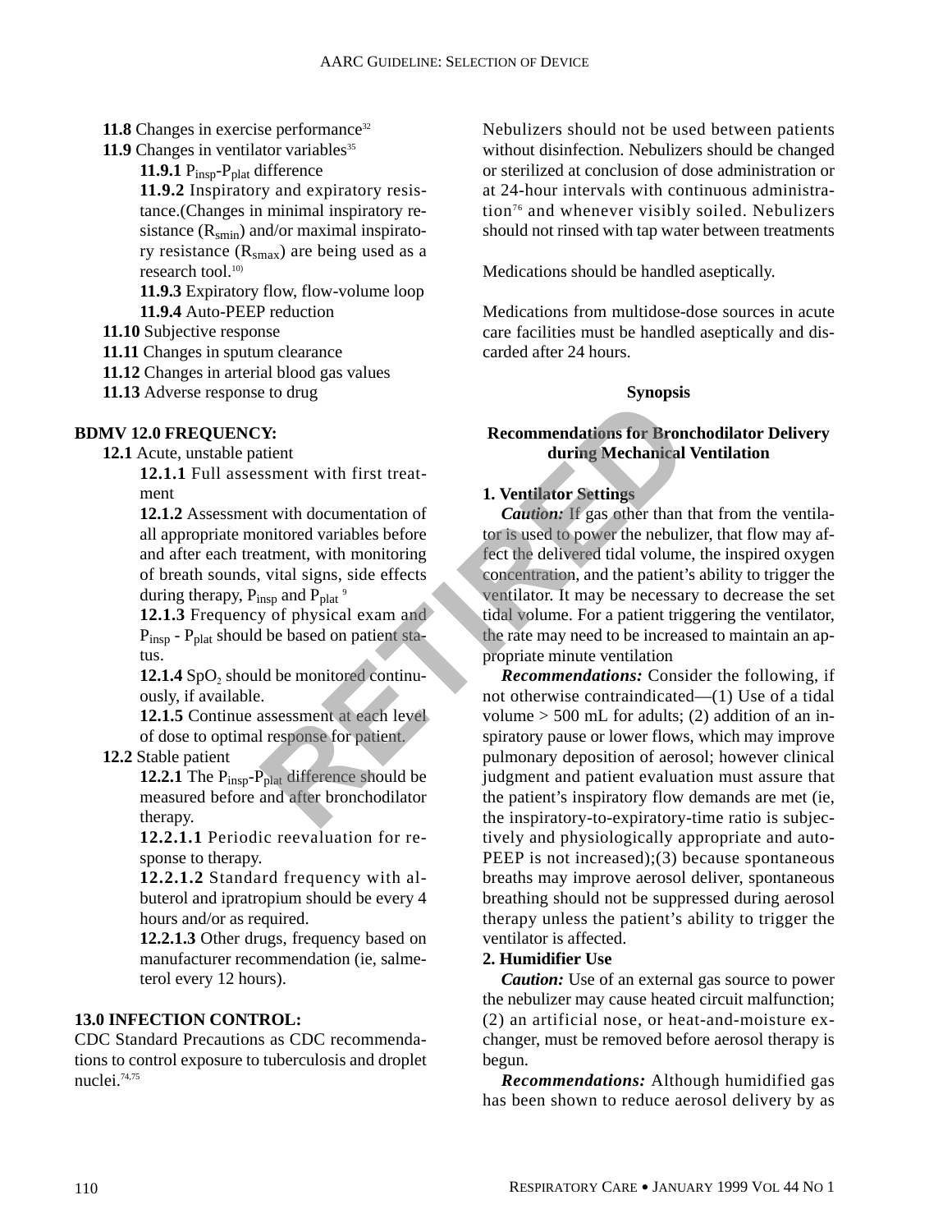**11.8** Changes in exercise performance[32]

**11.9** Changes in ventilator variables[35]

**11.9.1** $P_{insp}$-$P_{plat}$ difference

**11.9.2** Inspiratory and expiratory resistance.(Changes in minimal inspiratory resistance ($R_{smin}$) and/or maximal inspiratory resistance ($R_{smax}$) are being used as a research tool.[10])

**11.9.3** Expiratory flow, flow-volume loop

**11.9.4** Auto-PEEP reduction

**11.10** Subjective response

**11.11** Changes in sputum clearance

**11.12** Changes in arterial blood gas values

**11.13** Adverse response to drug

## BDMV 12.0 FREQUENCY:

**12.1** Acute, unstable patient

**12.1.1** Full assessment with first treatment

**12.1.2** Assessment with documentation of all appropriate monitored variables before and after each treatment, with monitoring of breath sounds, vital signs, side effects during therapy, $P_{insp}$ and $P_{plat}$ [9]

**12.1.3** Frequency of physical exam and $P_{insp}$ - $P_{plat}$ should be based on patient status.

**12.1.4** $SpO_2$ should be monitored continuously, if available.

**12.1.5** Continue assessment at each level of dose to optimal response for patient.

**12.2** Stable patient

**12.2.1** The $P_{insp}$-$P_{plat}$ difference should be measured before and after bronchodilator therapy.

**12.2.1.1** Periodic reevaluation for response to therapy.

**12.2.1.2** Standard frequency with albuterol and ipratropium should be every 4 hours and/or as required.

**12.2.1.3** Other drugs, frequency based on manufacturer recommendation (ie, salmeterol every 12 hours).

## 13.0 INFECTION CONTROL:

CDC Standard Precautions as CDC recommendations to control exposure to tuberculosis and droplet nuclei.[74,75]

Nebulizers should not be used between patients without disinfection. Nebulizers should be changed or sterilized at conclusion of dose administration or at 24-hour intervals with continuous administration[76] and whenever visibly soiled. Nebulizers should not rinsed with tap water between treatments

Medications should be handled aseptically.

Medications from multidose-dose sources in acute care facilities must be handled aseptically and discarded after 24 hours.

## Synopsis

### Recommendations for Bronchodilator Delivery during Mechanical Ventilation

**1. Ventilator Settings**

***Caution:*** If gas other than that from the ventilator is used to power the nebulizer, that flow may affect the delivered tidal volume, the inspired oxygen concentration, and the patient's ability to trigger the ventilator. It may be necessary to decrease the set tidal volume. For a patient triggering the ventilator, the rate may need to be increased to maintain an appropriate minute ventilation

***Recommendations:*** Consider the following, if not otherwise contraindicated—(1) Use of a tidal volume > 500 mL for adults; (2) addition of an inspiratory pause or lower flows, which may improve pulmonary deposition of aerosol; however clinical judgment and patient evaluation must assure that the patient's inspiratory flow demands are met (ie, the inspiratory-to-expiratory-time ratio is subjectively and physiologically appropriate and auto-PEEP is not increased);(3) because spontaneous breaths may improve aerosol deliver, spontaneous breathing should not be suppressed during aerosol therapy unless the patient's ability to trigger the ventilator is affected.

**2. Humidifier Use**

***Caution:*** Use of an external gas source to power the nebulizer may cause heated circuit malfunction; (2) an artificial nose, or heat-and-moisture exchanger, must be removed before aerosol therapy is begun.

***Recommendations:*** Although humidified gas has been shown to reduce aerosol delivery by as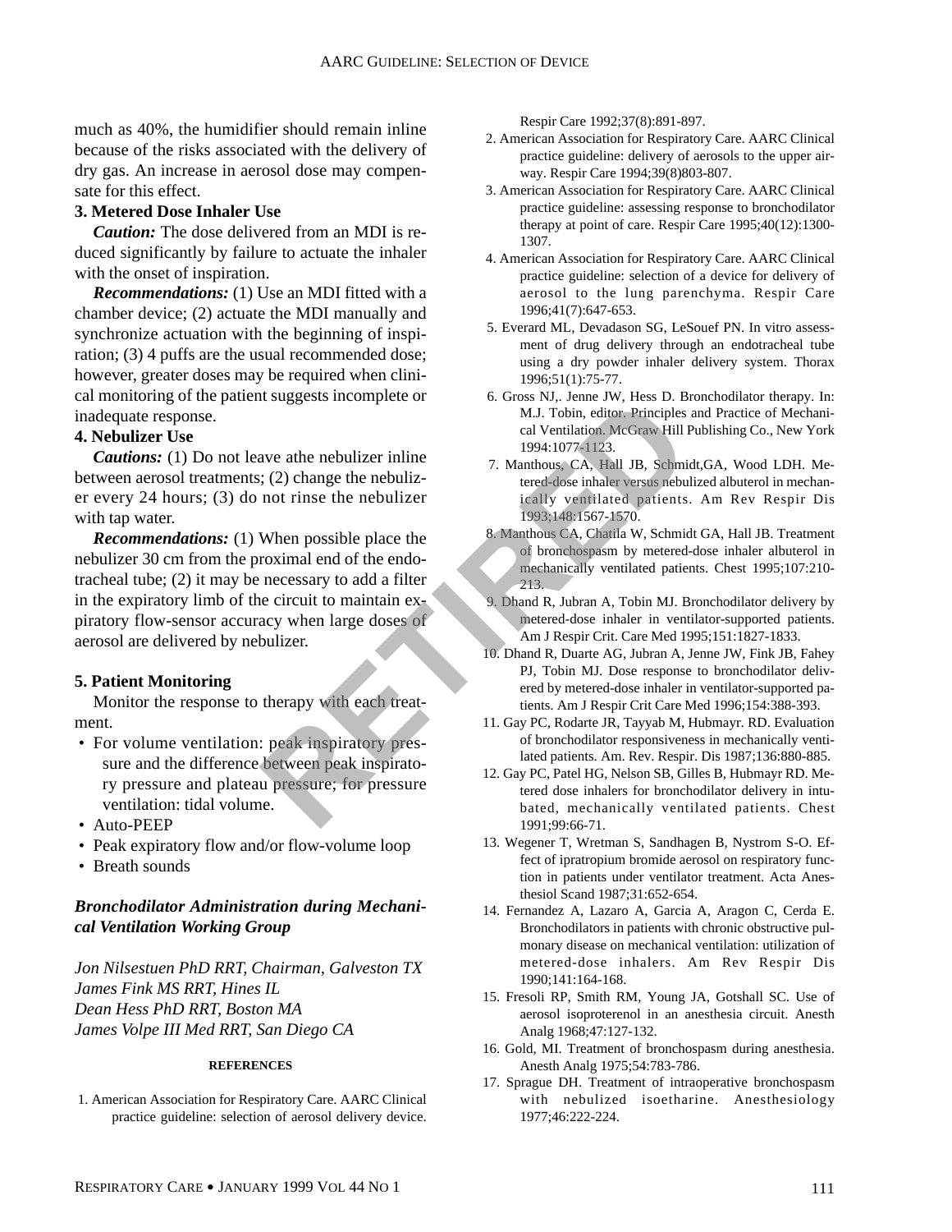much as 40%, the humidifier should remain inline because of the risks associated with the delivery of dry gas. An increase in aerosol dose may compensate for this effect.

**3. Metered Dose Inhaler Use**

***Caution:*** The dose delivered from an MDI is reduced significantly by failure to actuate the inhaler with the onset of inspiration.

***Recommendations:*** (1) Use an MDI fitted with a chamber device; (2) actuate the MDI manually and synchronize actuation with the beginning of inspiration; (3) 4 puffs are the usual recommended dose; however, greater doses may be required when clinical monitoring of the patient suggests incomplete or inadequate response.

**4. Nebulizer Use**

***Cautions:*** (1) Do not leave athe nebulizer inline between aerosol treatments; (2) change the nebulizer every 24 hours; (3) do not rinse the nebulizer with tap water.

***Recommendations:*** (1) When possible place the nebulizer 30 cm from the proximal end of the endotracheal tube; (2) it may be necessary to add a filter in the expiratory limb of the circuit to maintain expiratory flow-sensor accuracy when large doses of aerosol are delivered by nebulizer.

**5. Patient Monitoring**

Monitor the response to therapy with each treatment.

- For volume ventilation: peak inspiratory pressure and the difference between peak inspiratory pressure and plateau pressure; for pressure ventilation: tidal volume.
- Auto-PEEP
- Peak expiratory flow and/or flow-volume loop
- Breath sounds

***Bronchodilator Administration during Mechanical Ventilation Working Group***

*Jon Nilsestuen PhD RRT, Chairman, Galveston TX*
*James Fink MS RRT, Hines IL*
*Dean Hess PhD RRT, Boston MA*
*James Volpe III Med RRT, San Diego CA*

**REFERENCES**

1. American Association for Respiratory Care. AARC Clinical practice guideline: selection of aerosol delivery device. Respir Care 1992;37(8):891-897.
2. American Association for Respiratory Care. AARC Clinical practice guideline: delivery of aerosols to the upper airway. Respir Care 1994;39(8)803-807.
3. American Association for Respiratory Care. AARC Clinical practice guideline: assessing response to bronchodilator therapy at point of care. Respir Care 1995;40(12):1300-1307.
4. American Association for Respiratory Care. AARC Clinical practice guideline: selection of a device for delivery of aerosol to the lung parenchyma. Respir Care 1996;41(7):647-653.
5. Everard ML, Devadason SG, LeSouef PN. In vitro assessment of drug delivery through an endotracheal tube using a dry powder inhaler delivery system. Thorax 1996;51(1):75-77.
6. Gross NJ,. Jenne JW, Hess D. Bronchodilator therapy. In: M.J. Tobin, editor. Principles and Practice of Mechanical Ventilation. McGraw Hill Publishing Co., New York 1994:1077-1123.
7. Manthous, CA, Hall JB, Schmidt,GA, Wood LDH. Metered-dose inhaler versus nebulized albuterol in mechanically ventilated patients. Am Rev Respir Dis 1993;148:1567-1570.
8. Manthous CA, Chatila W, Schmidt GA, Hall JB. Treatment of bronchospasm by metered-dose inhaler albuterol in mechanically ventilated patients. Chest 1995;107:210-213.
9. Dhand R, Jubran A, Tobin MJ. Bronchodilator delivery by metered-dose inhaler in ventilator-supported patients. Am J Respir Crit. Care Med 1995;151:1827-1833.
10. Dhand R, Duarte AG, Jubran A, Jenne JW, Fink JB, Fahey PJ, Tobin MJ. Dose response to bronchodilator delivered by metered-dose inhaler in ventilator-supported patients. Am J Respir Crit Care Med 1996;154:388-393.
11. Gay PC, Rodarte JR, Tayyab M, Hubmayr. RD. Evaluation of bronchodilator responsiveness in mechanically ventilated patients. Am. Rev. Respir. Dis 1987;136:880-885.
12. Gay PC, Patel HG, Nelson SB, Gilles B, Hubmayr RD. Metered dose inhalers for bronchodilator delivery in intubated, mechanically ventilated patients. Chest 1991;99:66-71.
13. Wegener T, Wretman S, Sandhagen B, Nystrom S-O. Effect of ipratropium bromide aerosol on respiratory function in patients under ventilator treatment. Acta Anesthesiol Scand 1987;31:652-654.
14. Fernandez A, Lazaro A, Garcia A, Aragon C, Cerda E. Bronchodilators in patients with chronic obstructive pulmonary disease on mechanical ventilation: utilization of metered-dose inhalers. Am Rev Respir Dis 1990;141:164-168.
15. Fresoli RP, Smith RM, Young JA, Gotshall SC. Use of aerosol isoproterenol in an anesthesia circuit. Anesth Analg 1968;47:127-132.
16. Gold, MI. Treatment of bronchospasm during anesthesia. Anesth Analg 1975;54:783-786.
17. Sprague DH. Treatment of intraoperative bronchospasm with nebulized isoetharine. Anesthesiology 1977;46:222-224.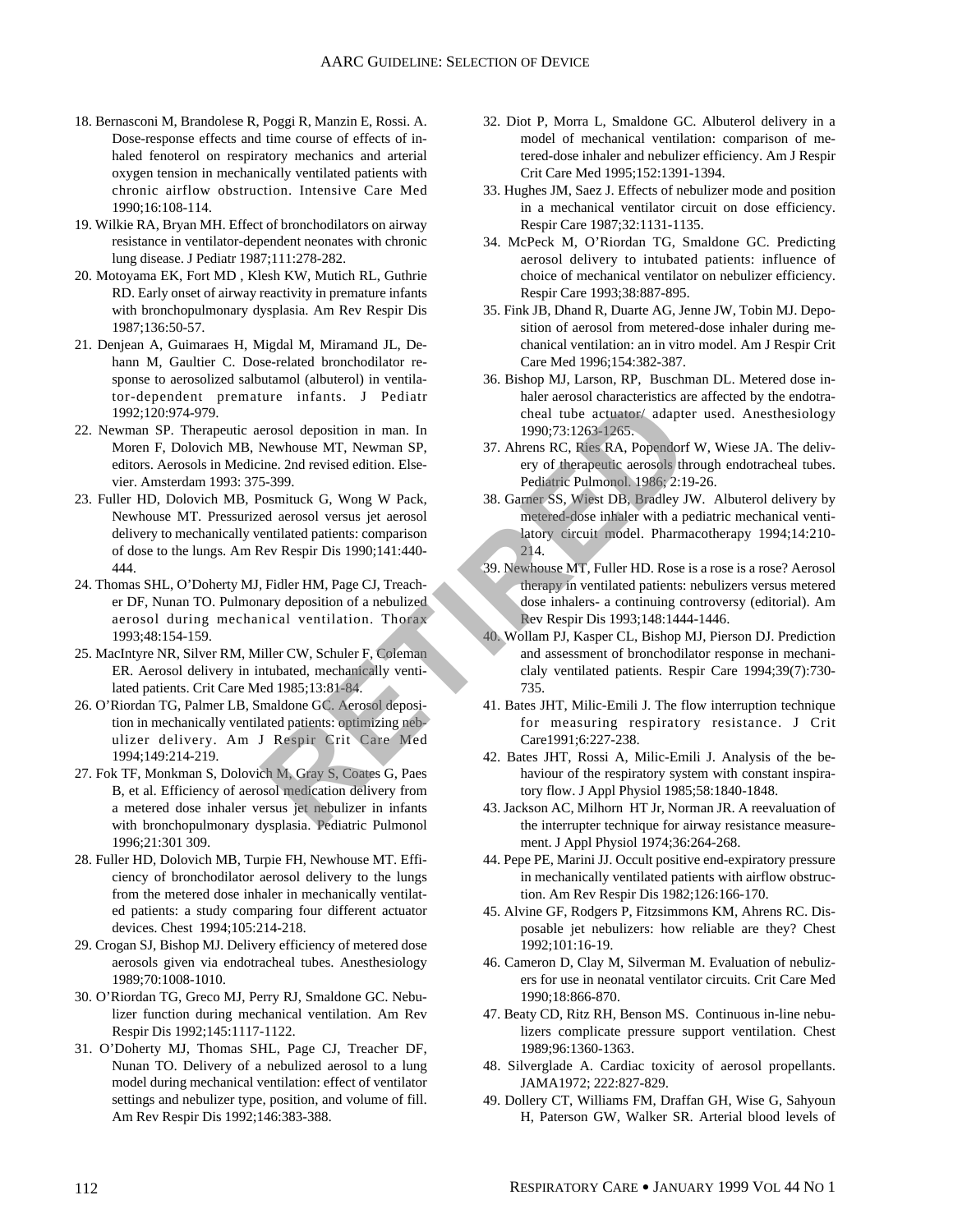18. Bernasconi M, Brandolese R, Poggi R, Manzin E, Rossi. A. Dose-response effects and time course of effects of inhaled fenoterol on respiratory mechanics and arterial oxygen tension in mechanically ventilated patients with chronic airflow obstruction. Intensive Care Med 1990;16:108-114.
19. Wilkie RA, Bryan MH. Effect of bronchodilators on airway resistance in ventilator-dependent neonates with chronic lung disease. J Pediatr 1987;111:278-282.
20. Motoyama EK, Fort MD , Klesh KW, Mutich RL, Guthrie RD. Early onset of airway reactivity in premature infants with bronchopulmonary dysplasia. Am Rev Respir Dis 1987;136:50-57.
21. Denjean A, Guimaraes H, Migdal M, Miramand JL, Dehann M, Gaultier C. Dose-related bronchodilator response to aerosolized salbutamol (albuterol) in ventilator-dependent premature infants. J Pediatr 1992;120:974-979.
22. Newman SP. Therapeutic aerosol deposition in man. In Moren F, Dolovich MB, Newhouse MT, Newman SP, editors. Aerosols in Medicine. 2nd revised edition. Elsevier. Amsterdam 1993: 375-399.
23. Fuller HD, Dolovich MB, Posmituck G, Wong W Pack, Newhouse MT. Pressurized aerosol versus jet aerosol delivery to mechanically ventilated patients: comparison of dose to the lungs. Am Rev Respir Dis 1990;141:440-444.
24. Thomas SHL, O'Doherty MJ, Fidler HM, Page CJ, Treacher DF, Nunan TO. Pulmonary deposition of a nebulized aerosol during mechanical ventilation. Thorax 1993;48:154-159.
25. MacIntyre NR, Silver RM, Miller CW, Schuler F, Coleman ER. Aerosol delivery in intubated, mechanically ventilated patients. Crit Care Med 1985;13:81-84.
26. O'Riordan TG, Palmer LB, Smaldone GC. Aerosol deposition in mechanically ventilated patients: optimizing nebulizer delivery. Am J Respir Crit Care Med 1994;149:214-219.
27. Fok TF, Monkman S, Dolovich M, Gray S, Coates G, Paes B, et al. Efficiency of aerosol medication delivery from a metered dose inhaler versus jet nebulizer in infants with bronchopulmonary dysplasia. Pediatric Pulmonol 1996;21:301 309.
28. Fuller HD, Dolovich MB, Turpie FH, Newhouse MT. Efficiency of bronchodilator aerosol delivery to the lungs from the metered dose inhaler in mechanically ventilated patients: a study comparing four different actuator devices. Chest 1994;105:214-218.
29. Crogan SJ, Bishop MJ. Delivery efficiency of metered dose aerosols given via endotracheal tubes. Anesthesiology 1989;70:1008-1010.
30. O'Riordan TG, Greco MJ, Perry RJ, Smaldone GC. Nebulizer function during mechanical ventilation. Am Rev Respir Dis 1992;145:1117-1122.
31. O'Doherty MJ, Thomas SHL, Page CJ, Treacher DF, Nunan TO. Delivery of a nebulized aerosol to a lung model during mechanical ventilation: effect of ventilator settings and nebulizer type, position, and volume of fill. Am Rev Respir Dis 1992;146:383-388.
32. Diot P, Morra L, Smaldone GC. Albuterol delivery in a model of mechanical ventilation: comparison of metered-dose inhaler and nebulizer efficiency. Am J Respir Crit Care Med 1995;152:1391-1394.
33. Hughes JM, Saez J. Effects of nebulizer mode and position in a mechanical ventilator circuit on dose efficiency. Respir Care 1987;32:1131-1135.
34. McPeck M, O'Riordan TG, Smaldone GC. Predicting aerosol delivery to intubated patients: influence of choice of mechanical ventilator on nebulizer efficiency. Respir Care 1993;38:887-895.
35. Fink JB, Dhand R, Duarte AG, Jenne JW, Tobin MJ. Deposition of aerosol from metered-dose inhaler during mechanical ventilation: an in vitro model. Am J Respir Crit Care Med 1996;154:382-387.
36. Bishop MJ, Larson, RP, Buschman DL. Metered dose inhaler aerosol characteristics are affected by the endotracheal tube actuator/ adapter used. Anesthesiology 1990;73:1263-1265.
37. Ahrens RC, Ries RA, Popendorf W, Wiese JA. The delivery of therapeutic aerosols through endotracheal tubes. Pediatric Pulmonol. 1986; 2:19-26.
38. Garner SS, Wiest DB, Bradley JW. Albuterol delivery by metered-dose inhaler with a pediatric mechanical ventilatory circuit model. Pharmacotherapy 1994;14:210-214.
39. Newhouse MT, Fuller HD. Rose is a rose is a rose? Aerosol therapy in ventilated patients: nebulizers versus metered dose inhalers- a continuing controversy (editorial). Am Rev Respir Dis 1993;148:1444-1446.
40. Wollam PJ, Kasper CL, Bishop MJ, Pierson DJ. Prediction and assessment of bronchodilator response in mechaniclaly ventilated patients. Respir Care 1994;39(7):730-735.
41. Bates JHT, Milic-Emili J. The flow interruption technique for measuring respiratory resistance. J Crit Care1991;6:227-238.
42. Bates JHT, Rossi A, Milic-Emili J. Analysis of the behaviour of the respiratory system with constant inspiratory flow. J Appl Physiol 1985;58:1840-1848.
43. Jackson AC, Milhorn HT Jr, Norman JR. A reevaluation of the interrupter technique for airway resistance measurement. J Appl Physiol 1974;36:264-268.
44. Pepe PE, Marini JJ. Occult positive end-expiratory pressure in mechanically ventilated patients with airflow obstruction. Am Rev Respir Dis 1982;126:166-170.
45. Alvine GF, Rodgers P, Fitzsimmons KM, Ahrens RC. Disposable jet nebulizers: how reliable are they? Chest 1992;101:16-19.
46. Cameron D, Clay M, Silverman M. Evaluation of nebulizers for use in neonatal ventilator circuits. Crit Care Med 1990;18:866-870.
47. Beaty CD, Ritz RH, Benson MS. Continuous in-line nebulizers complicate pressure support ventilation. Chest 1989;96:1360-1363.
48. Silverglade A. Cardiac toxicity of aerosol propellants. JAMA1972; 222:827-829.
49. Dollery CT, Williams FM, Draffan GH, Wise G, Sahyoun H, Paterson GW, Walker SR. Arterial blood levels of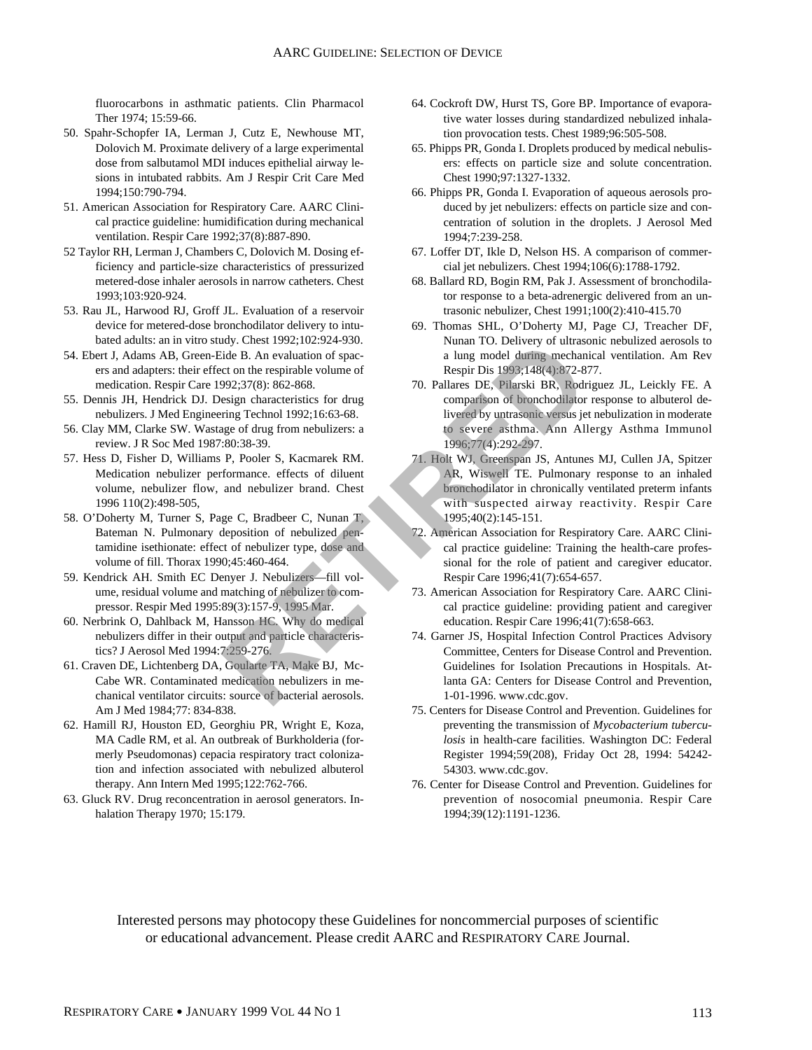fluorocarbons in asthmatic patients. Clin Pharmacol Ther 1974; 15:59-66.

50. Spahr-Schopfer IA, Lerman J, Cutz E, Newhouse MT, Dolovich M. Proximate delivery of a large experimental dose from salbutamol MDI induces epithelial airway lesions in intubated rabbits. Am J Respir Crit Care Med 1994;150:790-794.
51. American Association for Respiratory Care. AARC Clinical practice guideline: humidification during mechanical ventilation. Respir Care 1992;37(8):887-890.
52 Taylor RH, Lerman J, Chambers C, Dolovich M. Dosing efficiency and particle-size characteristics of pressurized metered-dose inhaler aerosols in narrow catheters. Chest 1993;103:920-924.
53. Rau JL, Harwood RJ, Groff JL. Evaluation of a reservoir device for metered-dose bronchodilator delivery to intubated adults: an in vitro study. Chest 1992;102:924-930.
54. Ebert J, Adams AB, Green-Eide B. An evaluation of spacers and adapters: their effect on the respirable volume of medication. Respir Care 1992;37(8): 862-868.
55. Dennis JH, Hendrick DJ. Design characteristics for drug nebulizers. J Med Engineering Technol 1992;16:63-68.
56. Clay MM, Clarke SW. Wastage of drug from nebulizers: a review. J R Soc Med 1987:80:38-39.
57. Hess D, Fisher D, Williams P, Pooler S, Kacmarek RM. Medication nebulizer performance. effects of diluent volume, nebulizer flow, and nebulizer brand. Chest 1996 110(2):498-505,
58. O'Doherty M, Turner S, Page C, Bradbeer C, Nunan T, Bateman N. Pulmonary deposition of nebulized pentamidine isethionate: effect of nebulizer type, dose and volume of fill. Thorax 1990;45:460-464.
59. Kendrick AH. Smith EC Denyer J. Nebulizers—fill volume, residual volume and matching of nebulizer to compressor. Respir Med 1995:89(3):157-9, 1995 Mar.
60. Nerbrink O, Dahlback M, Hansson HC. Why do medical nebulizers differ in their output and particle characteristics? J Aerosol Med 1994:7:259-276.
61. Craven DE, Lichtenberg DA, Goularte TA, Make BJ, McCabe WR. Contaminated medication nebulizers in mechanical ventilator circuits: source of bacterial aerosols. Am J Med 1984;77: 834-838.
62. Hamill RJ, Houston ED, Georghiu PR, Wright E, Koza, MA Cadle RM, et al. An outbreak of Burkholderia (formerly Pseudomonas) cepacia respiratory tract colonization and infection associated with nebulized albuterol therapy. Ann Intern Med 1995;122:762-766.
63. Gluck RV. Drug reconcentration in aerosol generators. Inhalation Therapy 1970; 15:179.
64. Cockroft DW, Hurst TS, Gore BP. Importance of evaporative water losses during standardized nebulized inhalation provocation tests. Chest 1989;96:505-508.
65. Phipps PR, Gonda I. Droplets produced by medical nebulisers: effects on particle size and solute concentration. Chest 1990;97:1327-1332.
66. Phipps PR, Gonda I. Evaporation of aqueous aerosols produced by jet nebulizers: effects on particle size and concentration of solution in the droplets. J Aerosol Med 1994;7:239-258.
67. Loffer DT, Ikle D, Nelson HS. A comparison of commercial jet nebulizers. Chest 1994;106(6):1788-1792.
68. Ballard RD, Bogin RM, Pak J. Assessment of bronchodilator response to a beta-adrenergic delivered from an untrasonic nebulizer, Chest 1991;100(2):410-415.70
69. Thomas SHL, O'Doherty MJ, Page CJ, Treacher DF, Nunan TO. Delivery of ultrasonic nebulized aerosols to a lung model during mechanical ventilation. Am Rev Respir Dis 1993;148(4):872-877.
70. Pallares DE, Pilarski BR, Rodriguez JL, Leickly FE. A comparison of bronchodilator response to albuterol delivered by untrasonic versus jet nebulization in moderate to severe asthma. Ann Allergy Asthma Immunol 1996;77(4):292-297.
71. Holt WJ, Greenspan JS, Antunes MJ, Cullen JA, Spitzer AR, Wiswell TE. Pulmonary response to an inhaled bronchodilator in chronically ventilated preterm infants with suspected airway reactivity. Respir Care 1995;40(2):145-151.
72. American Association for Respiratory Care. AARC Clinical practice guideline: Training the health-care professional for the role of patient and caregiver educator. Respir Care 1996;41(7):654-657.
73. American Association for Respiratory Care. AARC Clinical practice guideline: providing patient and caregiver education. Respir Care 1996;41(7):658-663.
74. Garner JS, Hospital Infection Control Practices Advisory Committee, Centers for Disease Control and Prevention. Guidelines for Isolation Precautions in Hospitals. Atlanta GA: Centers for Disease Control and Prevention, 1-01-1996. www.cdc.gov.
75. Centers for Disease Control and Prevention. Guidelines for preventing the transmission of *Mycobacterium tuberculosis* in health-care facilities. Washington DC: Federal Register 1994;59(208), Friday Oct 28, 1994: 54242-54303. www.cdc.gov.
76. Center for Disease Control and Prevention. Guidelines for prevention of nosocomial pneumonia. Respir Care 1994;39(12):1191-1236.

Interested persons may photocopy these Guidelines for noncommercial purposes of scientific or educational advancement. Please credit AARC and RESPIRATORY CARE Journal.